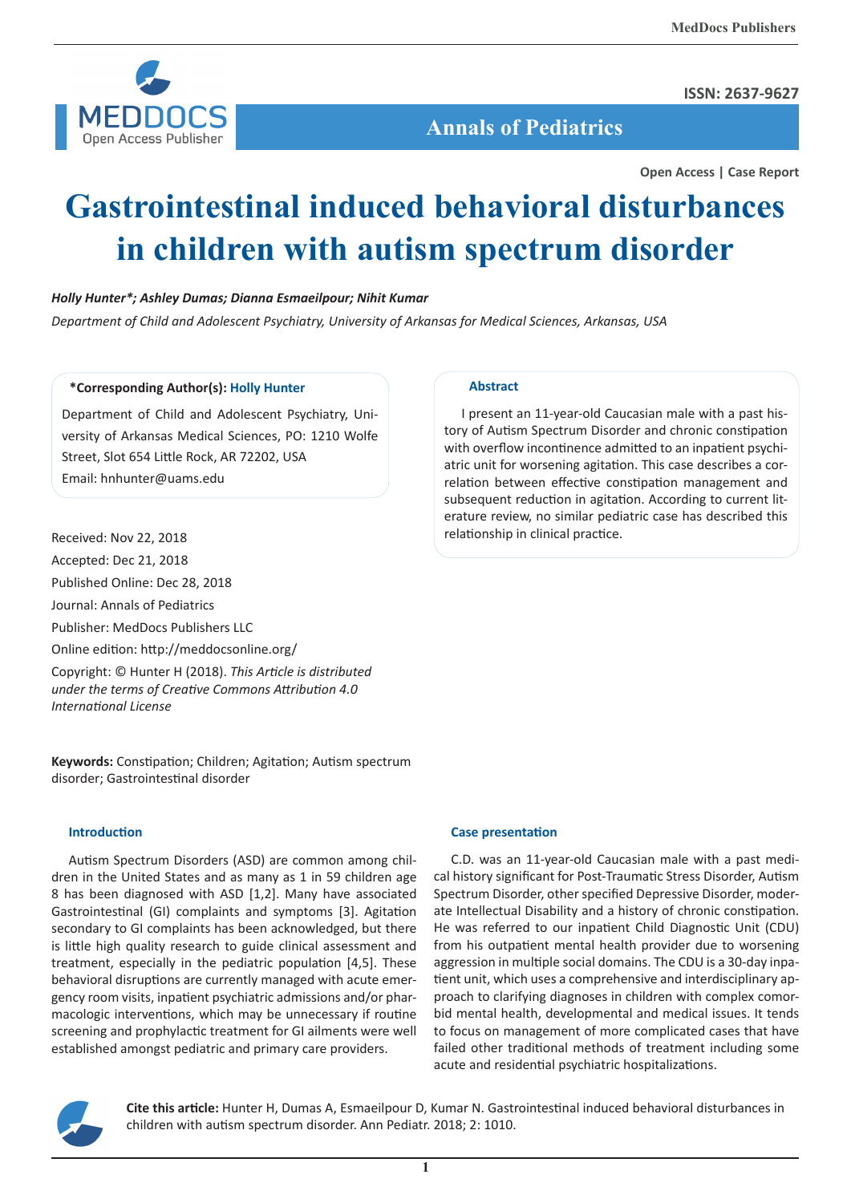Annals of Pediatrics

ISSN: 2637-9627

Open Access | Case Report

# Gastrointestinal induced behavioral disturbances in children with autism spectrum disorder

*Holly Hunter\*; Ashley Dumas; Dianna Esmaeilpour; Nihit Kumar*

*Department of Child and Adolescent Psychiatry, University of Arkansas for Medical Sciences, Arkansas, USA*

**\*Corresponding Author(s): Holly Hunter**

Department of Child and Adolescent Psychiatry, University Arkansas Medical Sciences, PO: 1210 Wolfe Street, Slot 654 Little Rock, AR 72202, USA

Email: hnhunter@uams.edu

Received: Nov 22, 2018

Accepted: Dec 21, 2018

Published Online: Dec 28, 2018

Journal: Annals of Pediatrics

Publisher: MedDocs Publishers LLC

Online edition: http://meddocsonline.org/

Copyright: © Hunter H (2018). *This Article is distributed under the terms of Creative Commons Attribution 4.0 International License*

## Abstract

I present an 11-year-old Caucasian male with a past history of Autism Spectrum Disorder and chronic constipation with overflow incontinence admitted to an inpatient psychiatric unit for worsening agitation. This case describes a correlation between effective constipation management and subsequent reduction in agitation. According to current literature review, no similar pediatric case has described this relationship in clinical practice.

**Keywords:** Constipation; Children; Agitation; Autism spectrum disorder; Gastrointestinal disorder

## Introduction

Autism Spectrum Disorders (ASD) are common among children in the United States and as many as 1 in 59 children age 8 has been diagnosed with ASD [1,2]. Many have associated Gastrointestinal (GI) complaints and symptoms [3]. Agitation secondary to GI complaints has been acknowledged, but there is little high quality research to guide clinical assessment and treatment, especially in the pediatric population [4,5]. These behavioral disruptions are currently managed with acute emergency room visits, inpatient psychiatric admissions and/or pharmacologic interventions, which may be unnecessary if routine screening and prophylactic treatment for GI ailments were well established amongst pediatric and primary care providers.

## Case presentation

C.D. was an 11-year-old Caucasian male with a past medical history significant for Post-Traumatic Stress Disorder, Autism Spectrum Disorder, other specified Depressive Disorder, moderate Intellectual Disability and a history of chronic constipation. He was referred to our inpatient Child Diagnostic Unit (CDU) from his outpatient mental health provider due to worsening aggression in multiple social domains. The CDU is a 30-day inpatient unit, which uses a comprehensive and interdisciplinary approach to clarifying diagnoses in children with complex comorbid mental health, developmental and medical issues. It tends to focus on management of more complicated cases that have failed other traditional methods of treatment including some acute and residential psychiatric hospitalizations.

**Cite this article:** Hunter H, Dumas A, Esmaeilpour D, Kumar N. Gastrointestinal induced behavioral disturbances in children with autism spectrum disorder. Ann Pediatr. 2018; 2: 1010.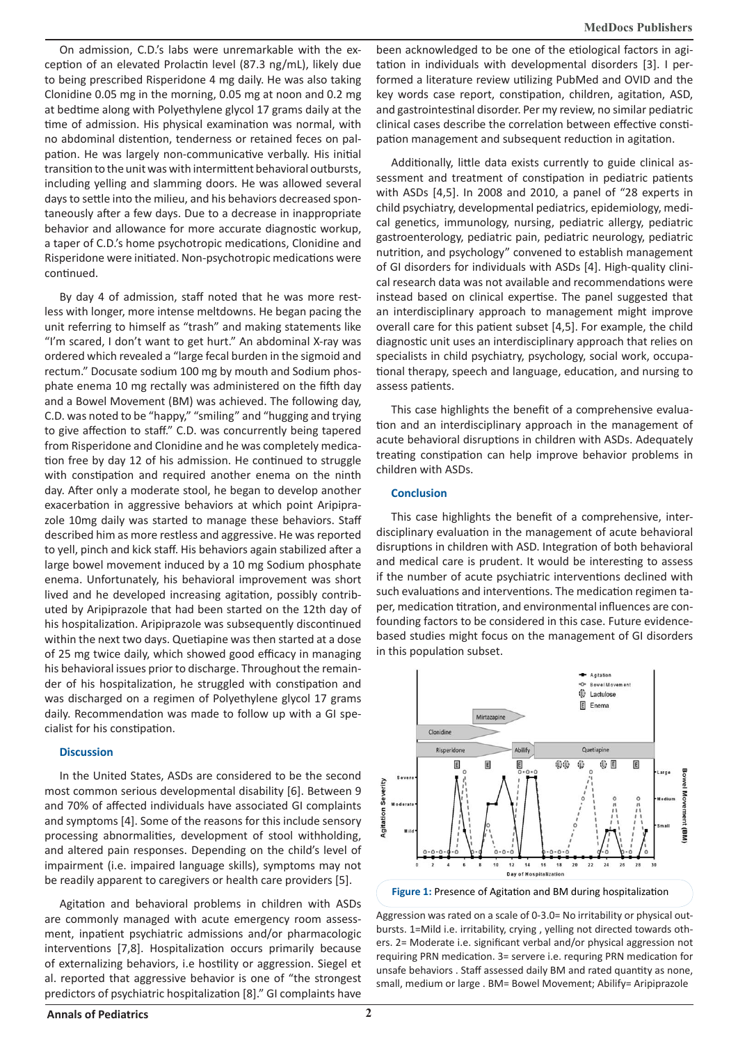On admission, C.D.'s labs were unremarkable with the exception of an elevated Prolactin level (87.3 ng/mL), likely due to being prescribed Risperidone 4 mg daily. He was also taking Clonidine 0.05 mg in the morning, 0.05 mg at noon and 0.2 mg at bedtime along with Polyethylene glycol 17 grams daily at the time of admission. His physical examination was normal, with no abdominal distention, tenderness or retained feces on palpation. He was largely non-communicative verbally. His initial transition to the unit was with intermittent behavioral outbursts, including yelling and slamming doors. He was allowed several days to settle into the milieu, and his behaviors decreased spontaneously after a few days. Due to a decrease in inappropriate behavior and allowance for more accurate diagnostic workup, a taper of C.D.'s home psychotropic medications, Clonidine and Risperidone were initiated. Non-psychotropic medications were continued.

By day 4 of admission, staff noted that he was more restless with longer, more intense meltdowns. He began pacing the unit referring to himself as "trash" and making statements like "I'm scared, I don't want to get hurt." An abdominal X-ray was ordered which revealed a "large fecal burden in the sigmoid and rectum." Docusate sodium 100 mg by mouth and Sodium phosphate enema 10 mg rectally was administered on the fifth day and a Bowel Movement (BM) was achieved. The following day, C.D. was noted to be "happy," "smiling" and "hugging and trying to give affection to staff." C.D. was concurrently being tapered from Risperidone and Clonidine and he was completely medication free by day 12 of his admission. He continued to struggle with constipation and required another enema on the ninth day. After only a moderate stool, he began to develop another exacerbation in aggressive behaviors at which point Aripiprazole 10mg daily was started to manage these behaviors. Staff described him as more restless and aggressive. He was reported to yell, pinch and kick staff. His behaviors again stabilized after a large bowel movement induced by a 10 mg Sodium phosphate enema. Unfortunately, his behavioral improvement was short lived and he developed increasing agitation, possibly contributed by Aripiprazole that had been started on the 12th day of his hospitalization. Aripiprazole was subsequently discontinued within the next two days. Quetiapine was then started at a dose of 25 mg twice daily, which showed good efficacy in managing his behavioral issues prior to discharge. Throughout the remainder of his hospitalization, he struggled with constipation and was discharged on a regimen of Polyethylene glycol 17 grams daily. Recommendation was made to follow up with a GI specialist for his constipation.

### Discussion

In the United States, ASDs are considered to be the second most common serious developmental disability [6]. Between 9 and 70% of affected individuals have associated GI complaints and symptoms [4]. Some of the reasons for this include sensory processing abnormalities, development of stool withholding, and altered pain responses. Depending on the child's level of impairment (i.e. impaired language skills), symptoms may not be readily apparent to caregivers or health care providers [5].

Agitation and behavioral problems in children with ASDs are commonly managed with acute emergency room assessment, inpatient psychiatric admissions and/or pharmacologic interventions [7,8]. Hospitalization occurs primarily because of externalizing behaviors, i.e hostility or aggression. Siegel et al. reported that aggressive behavior is one of "the strongest predictors of psychiatric hospitalization [8]." GI complaints have been acknowledged to be one of the etiological factors in agitation in individuals with developmental disorders [3]. I performed a literature review utilizing PubMed and OVID and the key words case report, constipation, children, agitation, ASD, and gastrointestinal disorder. Per my review, no similar pediatric clinical cases describe the correlation between effective constipation management and subsequent reduction in agitation.

Additionally, little data exists currently to guide clinical assessment and treatment of constipation in pediatric patients with ASDs [4,5]. In 2008 and 2010, a panel of "28 experts in child psychiatry, developmental pediatrics, epidemiology, medical genetics, immunology, nursing, pediatric allergy, pediatric gastroenterology, pediatric pain, pediatric neurology, pediatric nutrition, and psychology" convened to establish management of GI disorders for individuals with ASDs [4]. High-quality clinical research data was not available and recommendations were instead based on clinical expertise. The panel suggested that an interdisciplinary approach to management might improve overall care for this patient subset [4,5]. For example, the child diagnostic unit uses an interdisciplinary approach that relies on specialists in child psychiatry, psychology, social work, occupational therapy, speech and language, education, and nursing to assess patients.

This case highlights the benefit of a comprehensive evaluation and an interdisciplinary approach in the management of acute behavioral disruptions in children with ASDs. Adequately treating constipation can help improve behavior problems in children with ASDs.

### Conclusion

This case highlights the benefit of a comprehensive, interdisciplinary evaluation in the management of acute behavioral disruptions in children with ASD. Integration of both behavioral and medical care is prudent. It would be interesting to assess if the number of acute psychiatric interventions declined with such evaluations and interventions. The medication regimen taper, medication titration, and environmental influences are confounding factors to be considered in this case. Future evidence-based studies might focus on the management of GI disorders in this population subset.

**Figure 1:** Presence of Agitation and BM during hospitalization

Aggression was rated on a scale of 0-3.0= No irritability or physical outbursts. 1=Mild i.e. irritability, crying , yelling not directed towards others. 2= Moderate i.e. significant verbal and/or physical aggression not requiring PRN medication. 3= servere i.e. requring PRN medication for unsafe behaviors . Staff assessed daily BM and rated quantity as none, small, medium or large . BM= Bowel Movement; Abilify= Aripiprazole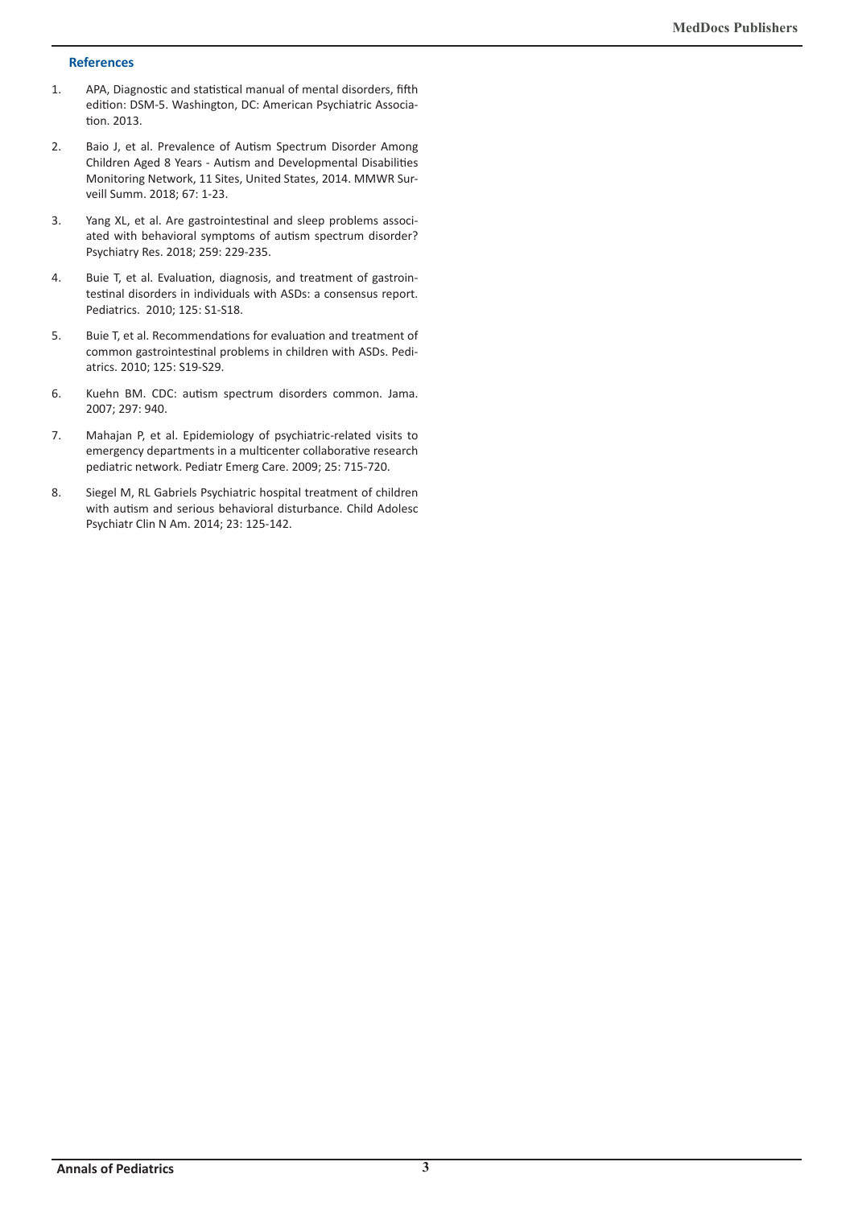## References

1. APA, Diagnostic and statistical manual of mental disorders, fifth edition: DSM-5. Washington, DC: American Psychiatric Association. 2013.

2. Baio J, et al. Prevalence of Autism Spectrum Disorder Among Children Aged 8 Years - Autism and Developmental Disabilities Monitoring Network, 11 Sites, United States, 2014. MMWR Surveill Summ. 2018; 67: 1-23.

3. Yang XL, et al. Are gastrointestinal and sleep problems associated with behavioral symptoms of autism spectrum disorder? Psychiatry Res. 2018; 259: 229-235.

4. Buie T, et al. Evaluation, diagnosis, and treatment of gastrointestinal disorders in individuals with ASDs: a consensus report. Pediatrics. 2010; 125: S1-S18.

5. Buie T, et al. Recommendations for evaluation and treatment of common gastrointestinal problems in children with ASDs. Pediatrics. 2010; 125: S19-S29.

6. Kuehn BM. CDC: autism spectrum disorders common. Jama. 2007; 297: 940.

7. Mahajan P, et al. Epidemiology of psychiatric-related visits to emergency departments in a multicenter collaborative research pediatric network. Pediatr Emerg Care. 2009; 25: 715-720.

8. Siegel M, RL Gabriels Psychiatric hospital treatment of children with autism and serious behavioral disturbance. Child Adolesc Psychiatr Clin N Am. 2014; 23: 125-142.